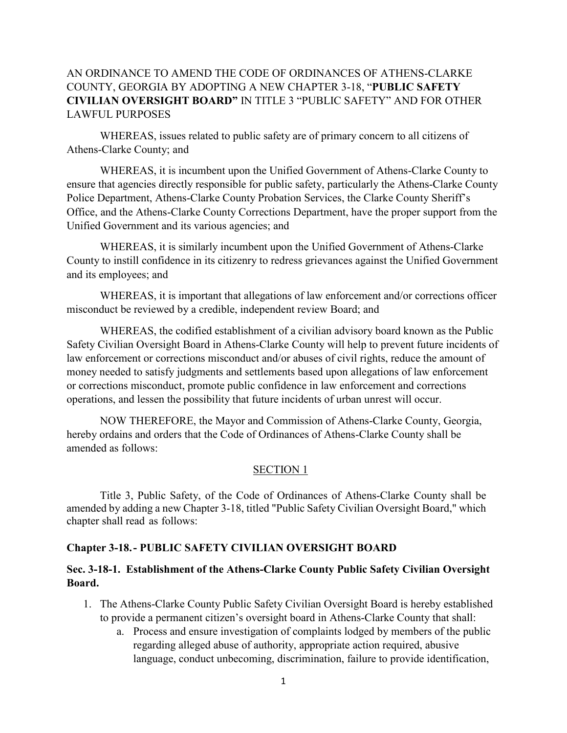AN ORDINANCE TO AMEND THE CODE OF ORDINANCES OF ATHENS-CLARKE COUNTY, GEORGIA BY ADOPTING A NEW CHAPTER 3-18, "**PUBLIC SAFETY CIVILIAN OVERSIGHT BOARD"** IN TITLE 3 "PUBLIC SAFETY" AND FOR OTHER LAWFUL PURPOSES

WHEREAS, issues related to public safety are of primary concern to all citizens of Athens-Clarke County; and

WHEREAS, it is incumbent upon the Unified Government of Athens-Clarke County to ensure that agencies directly responsible for public safety, particularly the Athens-Clarke County Police Department, Athens-Clarke County Probation Services, the Clarke County Sheriff's Office, and the Athens-Clarke County Corrections Department, have the proper support from the Unified Government and its various agencies; and

WHEREAS, it is similarly incumbent upon the Unified Government of Athens-Clarke County to instill confidence in its citizenry to redress grievances against the Unified Government and its employees; and

WHEREAS, it is important that allegations of law enforcement and/or corrections officer misconduct be reviewed by a credible, independent review Board; and

WHEREAS, the codified establishment of a civilian advisory board known as the Public Safety Civilian Oversight Board in Athens-Clarke County will help to prevent future incidents of law enforcement or corrections misconduct and/or abuses of civil rights, reduce the amount of money needed to satisfy judgments and settlements based upon allegations of law enforcement or corrections misconduct, promote public confidence in law enforcement and corrections operations, and lessen the possibility that future incidents of urban unrest will occur.

NOW THEREFORE, the Mayor and Commission of Athens-Clarke County, Georgia, hereby ordains and orders that the Code of Ordinances of Athens-Clarke County shall be amended as follows:

SECTION 1

Title 3, Public Safety, of the Code of Ordinances of Athens-Clarke County shall be amended by adding a new Chapter 3-18, titled "Public Safety Civilian Oversight Board," which chapter shall read as follows:

### Chapter 3-18. - PUBLIC SAFETY CIVILIAN OVERSIGHT BOARD

### Sec. 3-18-1. Establishment of the Athens-Clarke County Public Safety Civilian Oversight Board.

1. The Athens-Clarke County Public Safety Civilian Oversight Board is hereby established to provide a permanent citizen's oversight board in Athens-Clarke County that shall:
   a. Process and ensure investigation of complaints lodged by members of the public regarding alleged abuse of authority, appropriate action required, abusive language, conduct unbecoming, discrimination, failure to provide identification,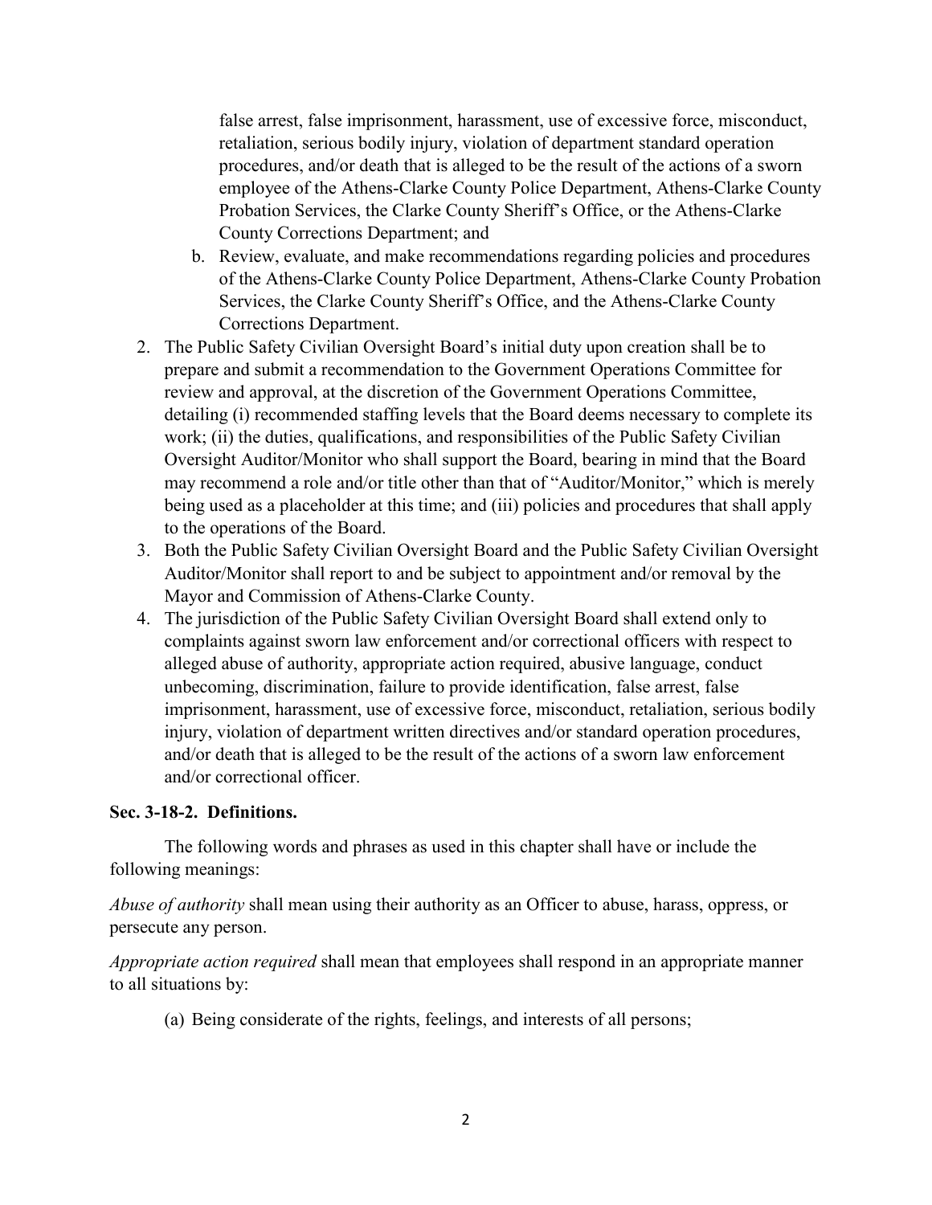false arrest, false imprisonment, harassment, use of excessive force, misconduct, retaliation, serious bodily injury, violation of department standard operation procedures, and/or death that is alleged to be the result of the actions of a sworn employee of the Athens-Clarke County Police Department, Athens-Clarke County Probation Services, the Clarke County Sheriff's Office, or the Athens-Clarke County Corrections Department; and

   b. Review, evaluate, and make recommendations regarding policies and procedures of the Athens-Clarke County Police Department, Athens-Clarke County Probation Services, the Clarke County Sheriff's Office, and the Athens-Clarke County Corrections Department.

2. The Public Safety Civilian Oversight Board's initial duty upon creation shall be to prepare and submit a recommendation to the Government Operations Committee for review and approval, at the discretion of the Government Operations Committee, detailing (i) recommended staffing levels that the Board deems necessary to complete its work; (ii) the duties, qualifications, and responsibilities of the Public Safety Civilian Oversight Auditor/Monitor who shall support the Board, bearing in mind that the Board may recommend a role and/or title other than that of "Auditor/Monitor," which is merely being used as a placeholder at this time; and (iii) policies and procedures that shall apply to the operations of the Board.
3. Both the Public Safety Civilian Oversight Board and the Public Safety Civilian Oversight Auditor/Monitor shall report to and be subject to appointment and/or removal by the Mayor and Commission of Athens-Clarke County.
4. The jurisdiction of the Public Safety Civilian Oversight Board shall extend only to complaints against sworn law enforcement and/or correctional officers with respect to alleged abuse of authority, appropriate action required, abusive language, conduct unbecoming, discrimination, failure to provide identification, false arrest, false imprisonment, harassment, use of excessive force, misconduct, retaliation, serious bodily injury, violation of department written directives and/or standard operation procedures, and/or death that is alleged to be the result of the actions of a sworn law enforcement and/or correctional officer.

**Sec. 3-18-2. Definitions.**

The following words and phrases as used in this chapter shall have or include the following meanings:

*Abuse of authority* shall mean using their authority as an Officer to abuse, harass, oppress, or persecute any person.

*Appropriate action required* shall mean that employees shall respond in an appropriate manner to all situations by:

(a) Being considerate of the rights, feelings, and interests of all persons;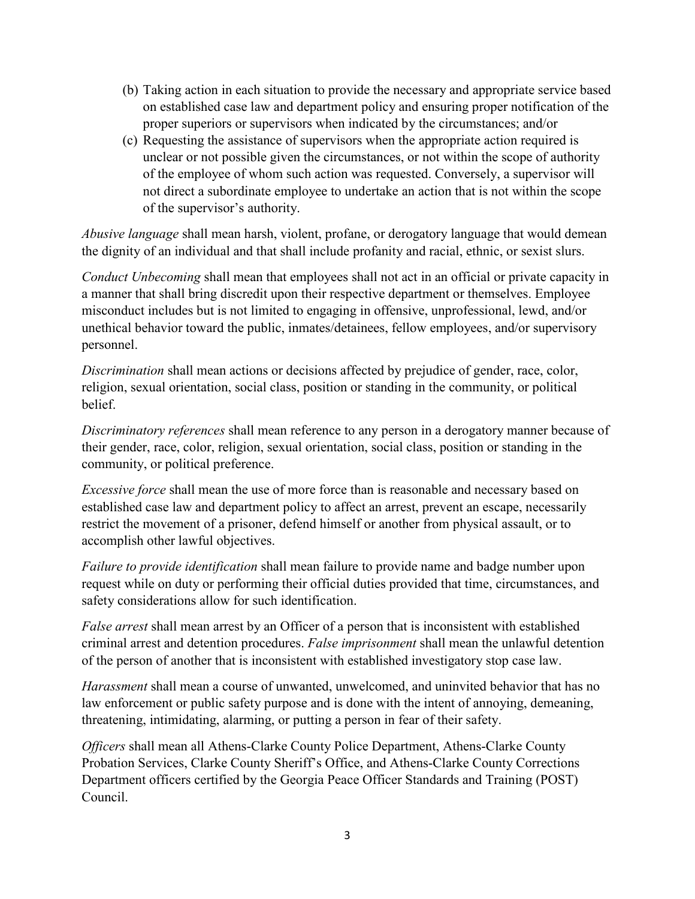(b) Taking action in each situation to provide the necessary and appropriate service based on established case law and department policy and ensuring proper notification of the proper superiors or supervisors when indicated by the circumstances; and/or

(c) Requesting the assistance of supervisors when the appropriate action required is unclear or not possible given the circumstances, or not within the scope of authority of the employee of whom such action was requested. Conversely, a supervisor will not direct a subordinate employee to undertake an action that is not within the scope of the supervisor's authority.

*Abusive language* shall mean harsh, violent, profane, or derogatory language that would demean the dignity of an individual and that shall include profanity and racial, ethnic, or sexist slurs.

*Conduct Unbecoming* shall mean that employees shall not act in an official or private capacity in a manner that shall bring discredit upon their respective department or themselves. Employee misconduct includes but is not limited to engaging in offensive, unprofessional, lewd, and/or unethical behavior toward the public, inmates/detainees, fellow employees, and/or supervisory personnel.

*Discrimination* shall mean actions or decisions affected by prejudice of gender, race, color, religion, sexual orientation, social class, position or standing in the community, or political belief.

*Discriminatory references* shall mean reference to any person in a derogatory manner because of their gender, race, color, religion, sexual orientation, social class, position or standing in the community, or political preference.

*Excessive force* shall mean the use of more force than is reasonable and necessary based on established case law and department policy to affect an arrest, prevent an escape, necessarily restrict the movement of a prisoner, defend himself or another from physical assault, or to accomplish other lawful objectives.

*Failure to provide identification* shall mean failure to provide name and badge number upon request while on duty or performing their official duties provided that time, circumstances, and safety considerations allow for such identification.

*False arrest* shall mean arrest by an Officer of a person that is inconsistent with established criminal arrest and detention procedures. *False imprisonment* shall mean the unlawful detention of the person of another that is inconsistent with established investigatory stop case law.

*Harassment* shall mean a course of unwanted, unwelcomed, and uninvited behavior that has no law enforcement or public safety purpose and is done with the intent of annoying, demeaning, threatening, intimidating, alarming, or putting a person in fear of their safety.

*Officers* shall mean all Athens-Clarke County Police Department, Athens-Clarke County Probation Services, Clarke County Sheriff's Office, and Athens-Clarke County Corrections Department officers certified by the Georgia Peace Officer Standards and Training (POST) Council.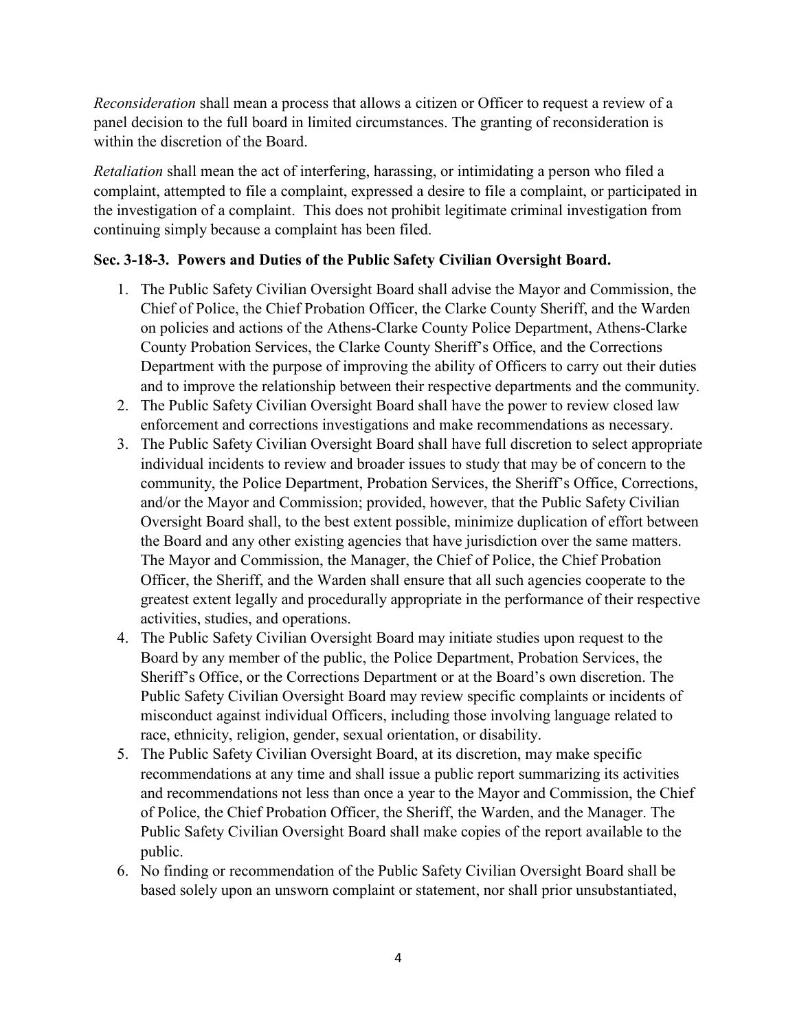*Reconsideration* shall mean a process that allows a citizen or Officer to request a review of a panel decision to the full board in limited circumstances. The granting of reconsideration is within the discretion of the Board.

*Retaliation* shall mean the act of interfering, harassing, or intimidating a person who filed a complaint, attempted to file a complaint, expressed a desire to file a complaint, or participated in the investigation of a complaint. This does not prohibit legitimate criminal investigation from continuing simply because a complaint has been filed.

**Sec. 3-18-3. Powers and Duties of the Public Safety Civilian Oversight Board.**

1. The Public Safety Civilian Oversight Board shall advise the Mayor and Commission, the Chief of Police, the Chief Probation Officer, the Clarke County Sheriff, and the Warden on policies and actions of the Athens-Clarke County Police Department, Athens-Clarke County Probation Services, the Clarke County Sheriff's Office, and the Corrections Department with the purpose of improving the ability of Officers to carry out their duties and to improve the relationship between their respective departments and the community.
2. The Public Safety Civilian Oversight Board shall have the power to review closed law enforcement and corrections investigations and make recommendations as necessary.
3. The Public Safety Civilian Oversight Board shall have full discretion to select appropriate individual incidents to review and broader issues to study that may be of concern to the community, the Police Department, Probation Services, the Sheriff's Office, Corrections, and/or the Mayor and Commission; provided, however, that the Public Safety Civilian Oversight Board shall, to the best extent possible, minimize duplication of effort between the Board and any other existing agencies that have jurisdiction over the same matters. The Mayor and Commission, the Manager, the Chief of Police, the Chief Probation Officer, the Sheriff, and the Warden shall ensure that all such agencies cooperate to the greatest extent legally and procedurally appropriate in the performance of their respective activities, studies, and operations.
4. The Public Safety Civilian Oversight Board may initiate studies upon request to the Board by any member of the public, the Police Department, Probation Services, the Sheriff's Office, or the Corrections Department or at the Board's own discretion. The Public Safety Civilian Oversight Board may review specific complaints or incidents of misconduct against individual Officers, including those involving language related to race, ethnicity, religion, gender, sexual orientation, or disability.
5. The Public Safety Civilian Oversight Board, at its discretion, may make specific recommendations at any time and shall issue a public report summarizing its activities and recommendations not less than once a year to the Mayor and Commission, the Chief of Police, the Chief Probation Officer, the Sheriff, the Warden, and the Manager. The Public Safety Civilian Oversight Board shall make copies of the report available to the public.
6. No finding or recommendation of the Public Safety Civilian Oversight Board shall be based solely upon an unsworn complaint or statement, nor shall prior unsubstantiated,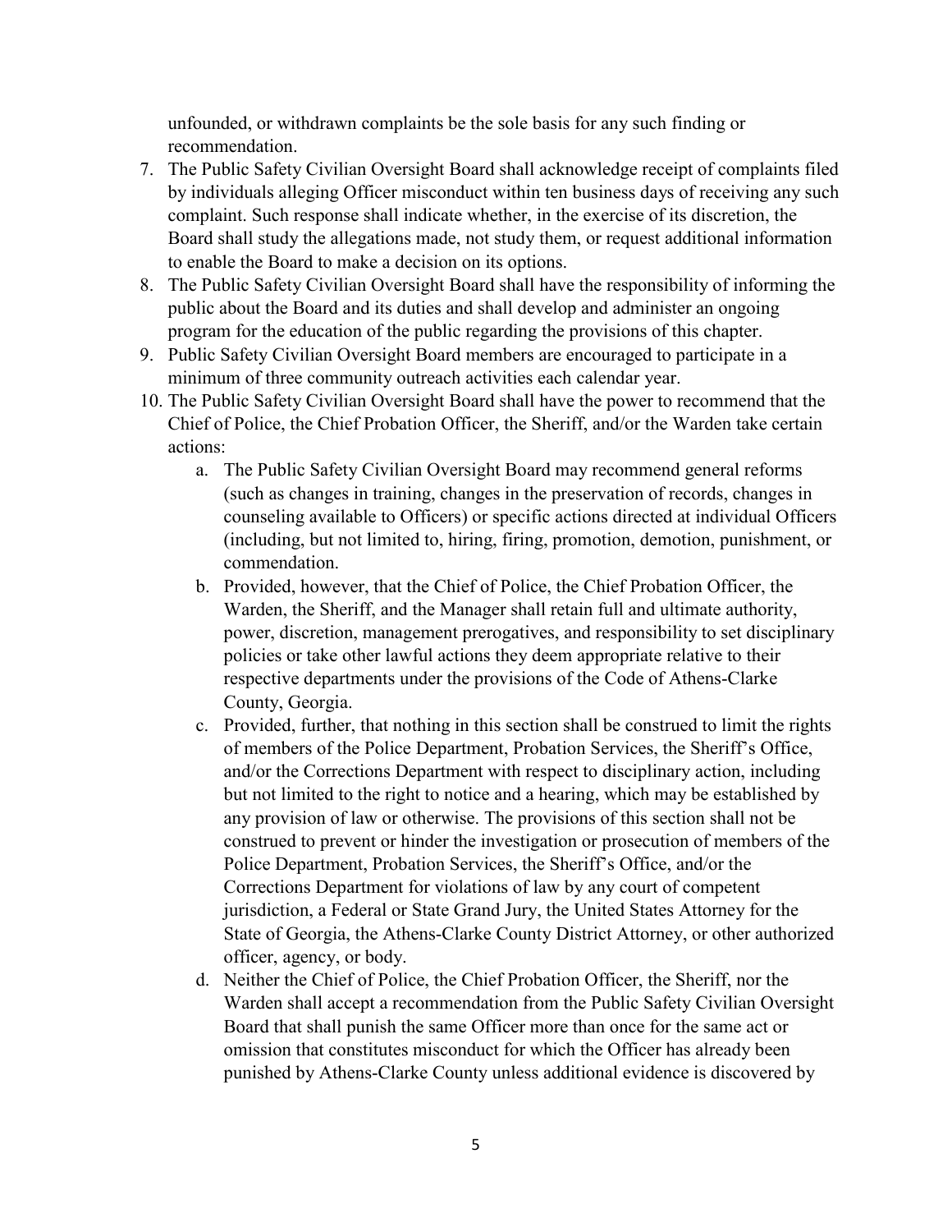unfounded, or withdrawn complaints be the sole basis for any such finding or recommendation.

7. The Public Safety Civilian Oversight Board shall acknowledge receipt of complaints filed by individuals alleging Officer misconduct within ten business days of receiving any such complaint. Such response shall indicate whether, in the exercise of its discretion, the Board shall study the allegations made, not study them, or request additional information to enable the Board to make a decision on its options.
8. The Public Safety Civilian Oversight Board shall have the responsibility of informing the public about the Board and its duties and shall develop and administer an ongoing program for the education of the public regarding the provisions of this chapter.
9. Public Safety Civilian Oversight Board members are encouraged to participate in a minimum of three community outreach activities each calendar year.
10. The Public Safety Civilian Oversight Board shall have the power to recommend that the Chief of Police, the Chief Probation Officer, the Sheriff, and/or the Warden take certain actions:
    a. The Public Safety Civilian Oversight Board may recommend general reforms (such as changes in training, changes in the preservation of records, changes in counseling available to Officers) or specific actions directed at individual Officers (including, but not limited to, hiring, firing, promotion, demotion, punishment, or commendation.
    b. Provided, however, that the Chief of Police, the Chief Probation Officer, the Warden, the Sheriff, and the Manager shall retain full and ultimate authority, power, discretion, management prerogatives, and responsibility to set disciplinary policies or take other lawful actions they deem appropriate relative to their respective departments under the provisions of the Code of Athens-Clarke County, Georgia.
    c. Provided, further, that nothing in this section shall be construed to limit the rights of members of the Police Department, Probation Services, the Sheriff's Office, and/or the Corrections Department with respect to disciplinary action, including but not limited to the right to notice and a hearing, which may be established by any provision of law or otherwise. The provisions of this section shall not be construed to prevent or hinder the investigation or prosecution of members of the Police Department, Probation Services, the Sheriff's Office, and/or the Corrections Department for violations of law by any court of competent jurisdiction, a Federal or State Grand Jury, the United States Attorney for the State of Georgia, the Athens-Clarke County District Attorney, or other authorized officer, agency, or body.
    d. Neither the Chief of Police, the Chief Probation Officer, the Sheriff, nor the Warden shall accept a recommendation from the Public Safety Civilian Oversight Board that shall punish the same Officer more than once for the same act or omission that constitutes misconduct for which the Officer has already been punished by Athens-Clarke County unless additional evidence is discovered by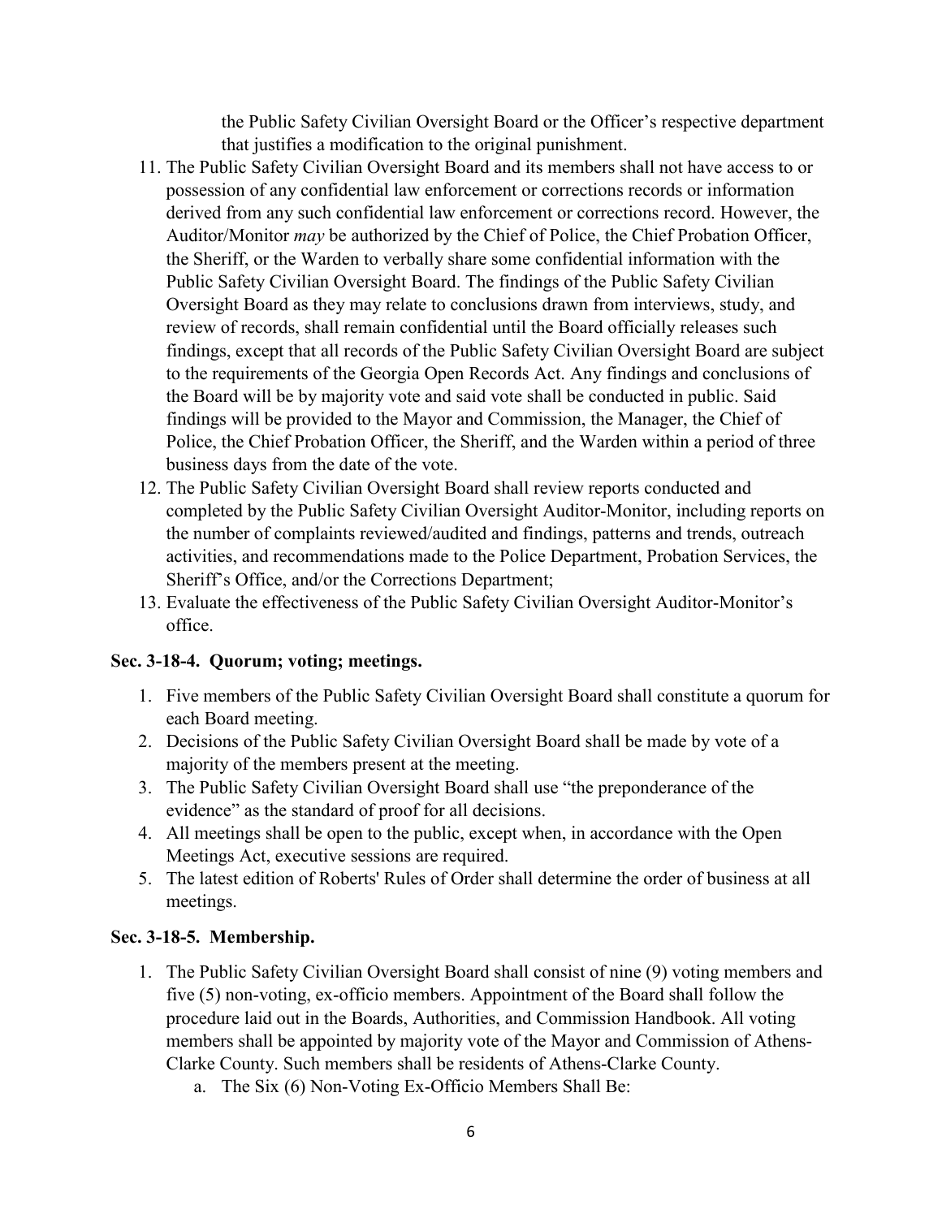the Public Safety Civilian Oversight Board or the Officer's respective department that justifies a modification to the original punishment.

11. The Public Safety Civilian Oversight Board and its members shall not have access to or possession of any confidential law enforcement or corrections records or information derived from any such confidential law enforcement or corrections record. However, the Auditor/Monitor *may* be authorized by the Chief of Police, the Chief Probation Officer, the Sheriff, or the Warden to verbally share some confidential information with the Public Safety Civilian Oversight Board. The findings of the Public Safety Civilian Oversight Board as they may relate to conclusions drawn from interviews, study, and review of records, shall remain confidential until the Board officially releases such findings, except that all records of the Public Safety Civilian Oversight Board are subject to the requirements of the Georgia Open Records Act. Any findings and conclusions of the Board will be by majority vote and said vote shall be conducted in public. Said findings will be provided to the Mayor and Commission, the Manager, the Chief of Police, the Chief Probation Officer, the Sheriff, and the Warden within a period of three business days from the date of the vote.
12. The Public Safety Civilian Oversight Board shall review reports conducted and completed by the Public Safety Civilian Oversight Auditor-Monitor, including reports on the number of complaints reviewed/audited and findings, patterns and trends, outreach activities, and recommendations made to the Police Department, Probation Services, the Sheriff's Office, and/or the Corrections Department;
13. Evaluate the effectiveness of the Public Safety Civilian Oversight Auditor-Monitor's office.

### Sec. 3-18-4. Quorum; voting; meetings.

1. Five members of the Public Safety Civilian Oversight Board shall constitute a quorum for each Board meeting.
2. Decisions of the Public Safety Civilian Oversight Board shall be made by vote of a majority of the members present at the meeting.
3. The Public Safety Civilian Oversight Board shall use "the preponderance of the evidence" as the standard of proof for all decisions.
4. All meetings shall be open to the public, except when, in accordance with the Open Meetings Act, executive sessions are required.
5. The latest edition of Roberts' Rules of Order shall determine the order of business at all meetings.

### Sec. 3-18-5. Membership.

1. The Public Safety Civilian Oversight Board shall consist of nine (9) voting members and five (5) non-voting, ex-officio members. Appointment of the Board shall follow the procedure laid out in the Boards, Authorities, and Commission Handbook. All voting members shall be appointed by majority vote of the Mayor and Commission of Athens-Clarke County. Such members shall be residents of Athens-Clarke County.
   a. The Six (6) Non-Voting Ex-Officio Members Shall Be: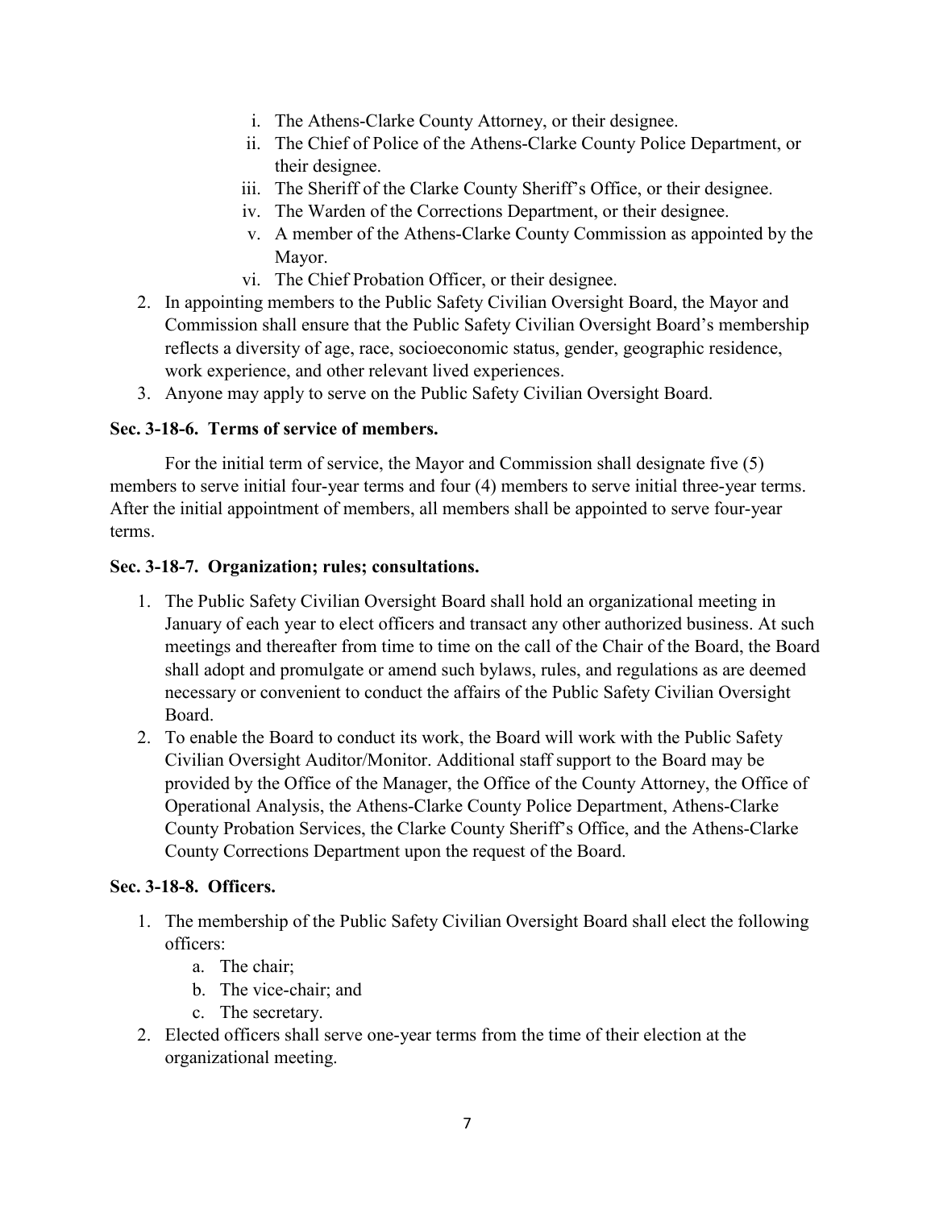i. The Athens-Clarke County Attorney, or their designee.
   ii. The Chief of Police of the Athens-Clarke County Police Department, or their designee.
   iii. The Sheriff of the Clarke County Sheriff's Office, or their designee.
   iv. The Warden of the Corrections Department, or their designee.
   v. A member of the Athens-Clarke County Commission as appointed by the Mayor.
   vi. The Chief Probation Officer, or their designee.

2. In appointing members to the Public Safety Civilian Oversight Board, the Mayor and Commission shall ensure that the Public Safety Civilian Oversight Board's membership reflects a diversity of age, race, socioeconomic status, gender, geographic residence, work experience, and other relevant lived experiences.
3. Anyone may apply to serve on the Public Safety Civilian Oversight Board.

**Sec. 3-18-6. Terms of service of members.**

For the initial term of service, the Mayor and Commission shall designate five (5) members to serve initial four-year terms and four (4) members to serve initial three-year terms. After the initial appointment of members, all members shall be appointed to serve four-year terms.

**Sec. 3-18-7. Organization; rules; consultations.**

1. The Public Safety Civilian Oversight Board shall hold an organizational meeting in January of each year to elect officers and transact any other authorized business. At such meetings and thereafter from time to time on the call of the Chair of the Board, the Board shall adopt and promulgate or amend such bylaws, rules, and regulations as are deemed necessary or convenient to conduct the affairs of the Public Safety Civilian Oversight Board.
2. To enable the Board to conduct its work, the Board will work with the Public Safety Civilian Oversight Auditor/Monitor. Additional staff support to the Board may be provided by the Office of the Manager, the Office of the County Attorney, the Office of Operational Analysis, the Athens-Clarke County Police Department, Athens-Clarke County Probation Services, the Clarke County Sheriff's Office, and the Athens-Clarke County Corrections Department upon the request of the Board.

**Sec. 3-18-8. Officers.**

1. The membership of the Public Safety Civilian Oversight Board shall elect the following officers:
   a. The chair;
   b. The vice-chair; and
   c. The secretary.
2. Elected officers shall serve one-year terms from the time of their election at the organizational meeting.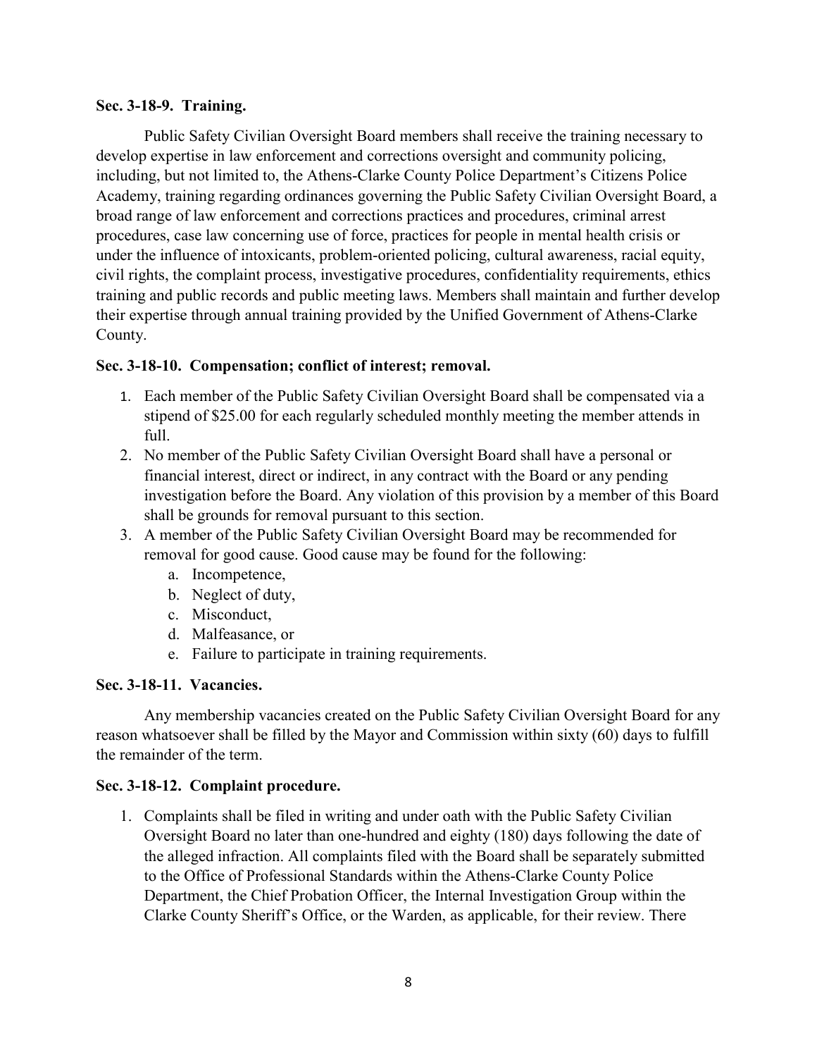**Sec. 3-18-9. Training.**

Public Safety Civilian Oversight Board members shall receive the training necessary to develop expertise in law enforcement and corrections oversight and community policing, including, but not limited to, the Athens-Clarke County Police Department's Citizens Police Academy, training regarding ordinances governing the Public Safety Civilian Oversight Board, a broad range of law enforcement and corrections practices and procedures, criminal arrest procedures, case law concerning use of force, practices for people in mental health crisis or under the influence of intoxicants, problem-oriented policing, cultural awareness, racial equity, civil rights, the complaint process, investigative procedures, confidentiality requirements, ethics training and public records and public meeting laws. Members shall maintain and further develop their expertise through annual training provided by the Unified Government of Athens-Clarke County.

**Sec. 3-18-10. Compensation; conflict of interest; removal.**

1. Each member of the Public Safety Civilian Oversight Board shall be compensated via a stipend of $25.00 for each regularly scheduled monthly meeting the member attends in full.
2. No member of the Public Safety Civilian Oversight Board shall have a personal or financial interest, direct or indirect, in any contract with the Board or any pending investigation before the Board. Any violation of this provision by a member of this Board shall be grounds for removal pursuant to this section.
3. A member of the Public Safety Civilian Oversight Board may be recommended for removal for good cause. Good cause may be found for the following:
    a. Incompetence,
    b. Neglect of duty,
    c. Misconduct,
    d. Malfeasance, or
    e. Failure to participate in training requirements.

**Sec. 3-18-11. Vacancies.**

Any membership vacancies created on the Public Safety Civilian Oversight Board for any reason whatsoever shall be filled by the Mayor and Commission within sixty (60) days to fulfill the remainder of the term.

**Sec. 3-18-12. Complaint procedure.**

1. Complaints shall be filed in writing and under oath with the Public Safety Civilian Oversight Board no later than one-hundred and eighty (180) days following the date of the alleged infraction. All complaints filed with the Board shall be separately submitted to the Office of Professional Standards within the Athens-Clarke County Police Department, the Chief Probation Officer, the Internal Investigation Group within the Clarke County Sheriff's Office, or the Warden, as applicable, for their review. There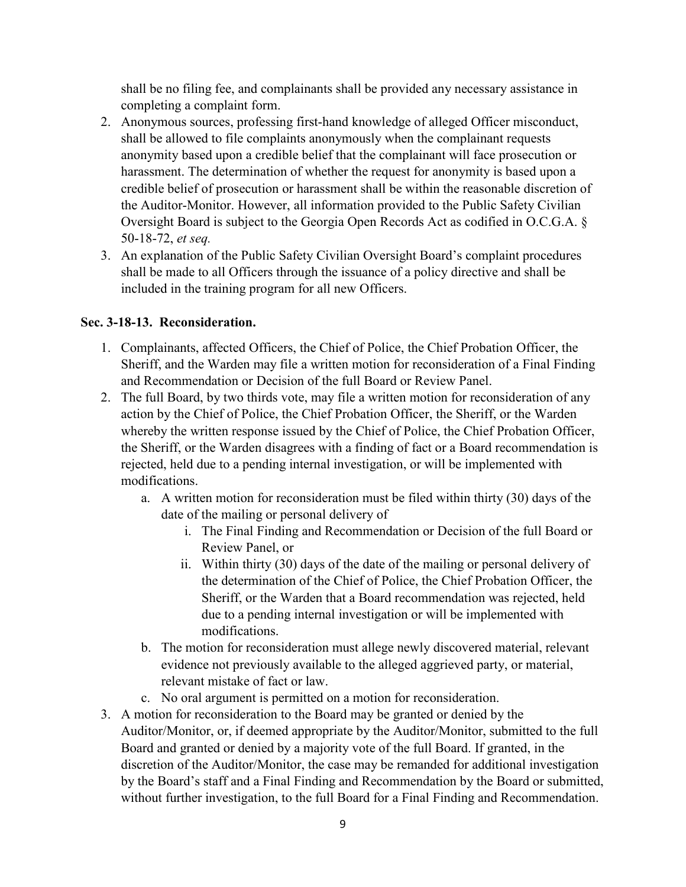shall be no filing fee, and complainants shall be provided any necessary assistance in completing a complaint form.

2. Anonymous sources, professing first-hand knowledge of alleged Officer misconduct, shall be allowed to file complaints anonymously when the complainant requests anonymity based upon a credible belief that the complainant will face prosecution or harassment. The determination of whether the request for anonymity is based upon a credible belief of prosecution or harassment shall be within the reasonable discretion of the Auditor-Monitor. However, all information provided to the Public Safety Civilian Oversight Board is subject to the Georgia Open Records Act as codified in O.C.G.A. § 50-18-72, *et seq.*
3. An explanation of the Public Safety Civilian Oversight Board's complaint procedures shall be made to all Officers through the issuance of a policy directive and shall be included in the training program for all new Officers.

**Sec. 3-18-13. Reconsideration.**

1. Complainants, affected Officers, the Chief of Police, the Chief Probation Officer, the Sheriff, and the Warden may file a written motion for reconsideration of a Final Finding and Recommendation or Decision of the full Board or Review Panel.
2. The full Board, by two thirds vote, may file a written motion for reconsideration of any action by the Chief of Police, the Chief Probation Officer, the Sheriff, or the Warden whereby the written response issued by the Chief of Police, the Chief Probation Officer, the Sheriff, or the Warden disagrees with a finding of fact or a Board recommendation is rejected, held due to a pending internal investigation, or will be implemented with modifications.
   a. A written motion for reconsideration must be filed within thirty (30) days of the date of the mailing or personal delivery of
      i. The Final Finding and Recommendation or Decision of the full Board or Review Panel, or
      ii. Within thirty (30) days of the date of the mailing or personal delivery of the determination of the Chief of Police, the Chief Probation Officer, the Sheriff, or the Warden that a Board recommendation was rejected, held due to a pending internal investigation or will be implemented with modifications.
   b. The motion for reconsideration must allege newly discovered material, relevant evidence not previously available to the alleged aggrieved party, or material, relevant mistake of fact or law.
   c. No oral argument is permitted on a motion for reconsideration.
3. A motion for reconsideration to the Board may be granted or denied by the Auditor/Monitor, or, if deemed appropriate by the Auditor/Monitor, submitted to the full Board and granted or denied by a majority vote of the full Board. If granted, in the discretion of the Auditor/Monitor, the case may be remanded for additional investigation by the Board's staff and a Final Finding and Recommendation by the Board or submitted, without further investigation, to the full Board for a Final Finding and Recommendation.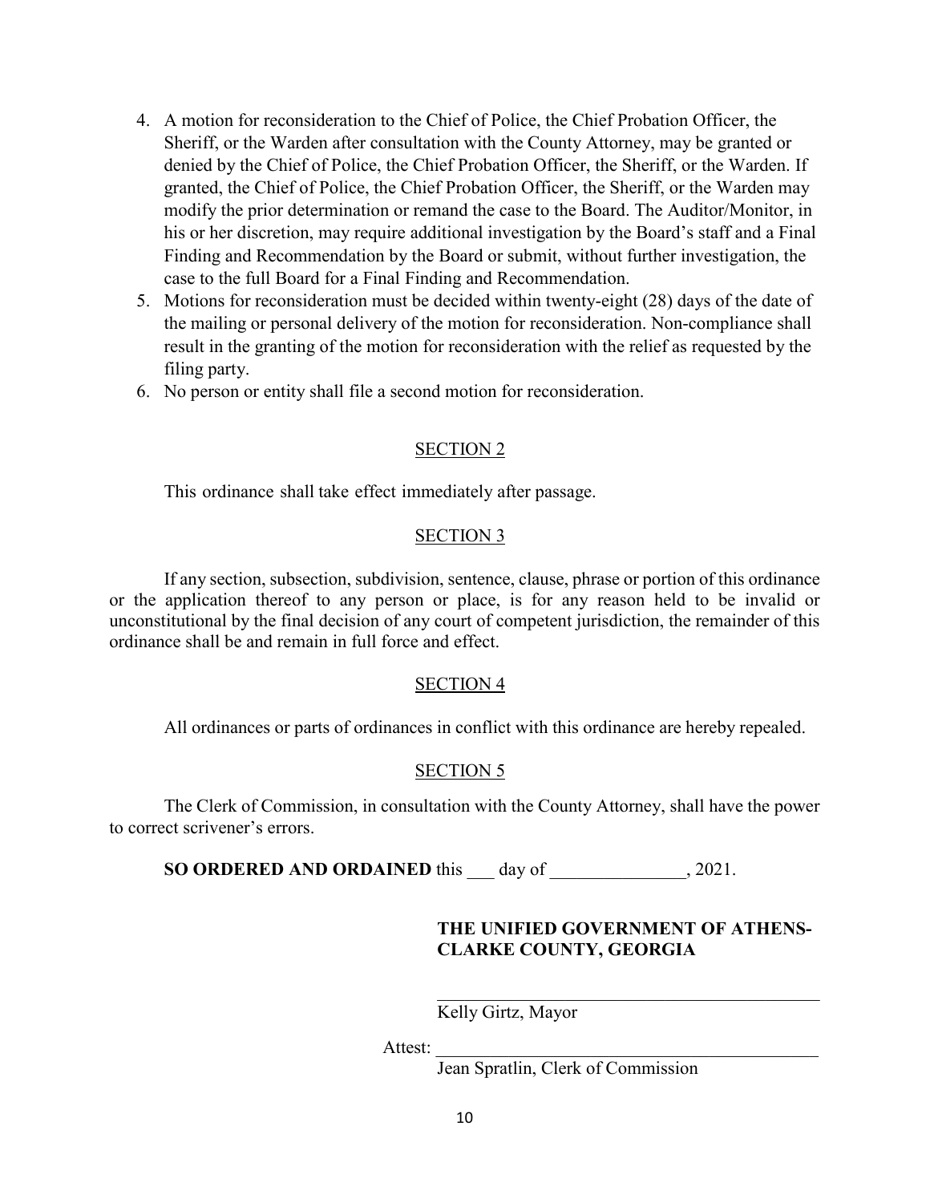4. A motion for reconsideration to the Chief of Police, the Chief Probation Officer, the Sheriff, or the Warden after consultation with the County Attorney, may be granted or denied by the Chief of Police, the Chief Probation Officer, the Sheriff, or the Warden. If granted, the Chief of Police, the Chief Probation Officer, the Sheriff, or the Warden may modify the prior determination or remand the case to the Board. The Auditor/Monitor, in his or her discretion, may require additional investigation by the Board's staff and a Final Finding and Recommendation by the Board or submit, without further investigation, the case to the full Board for a Final Finding and Recommendation.
5. Motions for reconsideration must be decided within twenty-eight (28) days of the date of the mailing or personal delivery of the motion for reconsideration. Non-compliance shall result in the granting of the motion for reconsideration with the relief as requested by the filing party.
6. No person or entity shall file a second motion for reconsideration.

SECTION 2

This ordinance shall take effect immediately after passage.

SECTION 3

If any section, subsection, subdivision, sentence, clause, phrase or portion of this ordinance or the application thereof to any person or place, is for any reason held to be invalid or unconstitutional by the final decision of any court of competent jurisdiction, the remainder of this ordinance shall be and remain in full force and effect.

SECTION 4

All ordinances or parts of ordinances in conflict with this ordinance are hereby repealed.

SECTION 5

The Clerk of Commission, in consultation with the County Attorney, shall have the power to correct scrivener's errors.

**SO ORDERED AND ORDAINED** this ___ day of _______________, 2021.

**THE UNIFIED GOVERNMENT OF ATHENS-CLARKE COUNTY, GEORGIA**

_____________________________________________
Kelly Girtz, Mayor

Attest: _____________________________________________
Jean Spratlin, Clerk of Commission